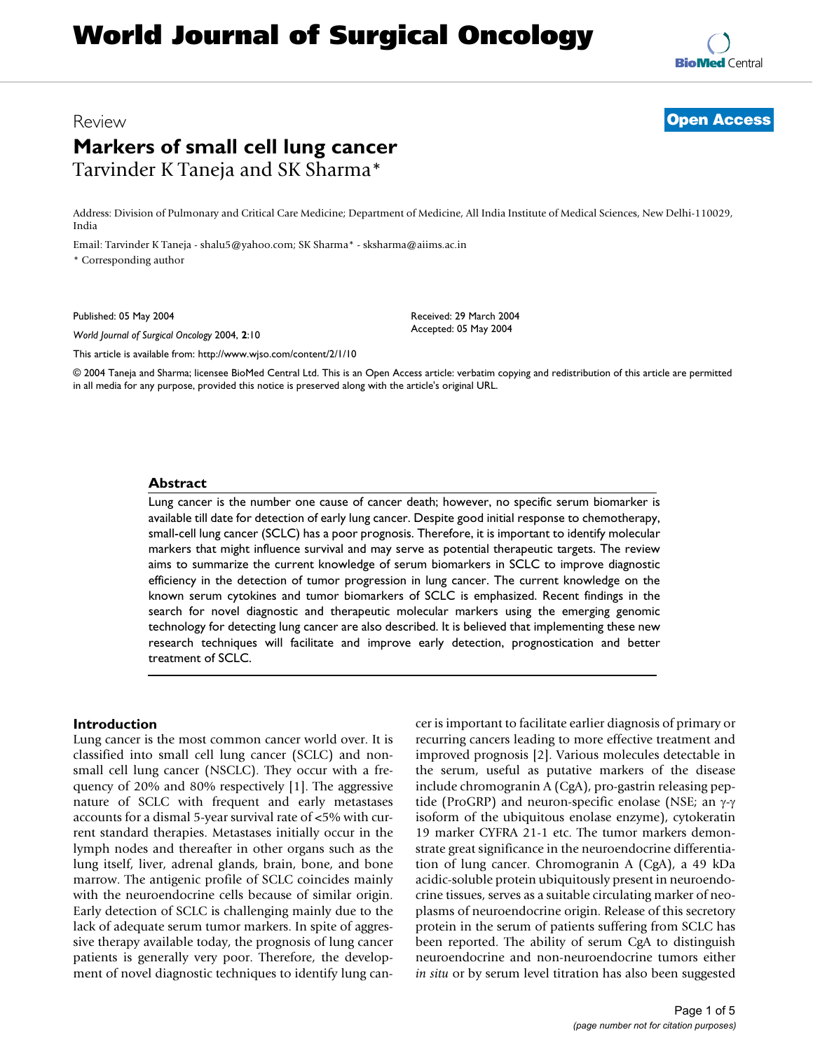# World Journal of Surgical Oncology

Review

**Open Access**

# Markers of small cell lung cancer

Tarvinder K Taneja and SK Sharma*

Address: Division of Pulmonary and Critical Care Medicine; Department of Medicine, All India Institute of Medical Sciences, New Delhi-110029, India

Email: Tarvinder K Taneja - shalu5@yahoo.com; SK Sharma* - sksharma@aiims.ac.in

\* Corresponding author

Published: 05 May 2004

*World Journal of Surgical Oncology* 2004, **2**:10

Received: 29 March 2004
Accepted: 05 May 2004

This article is available from: http://www.wjso.com/content/2/1/10

© 2004 Taneja and Sharma; licensee BioMed Central Ltd. This is an Open Access article: verbatim copying and redistribution of this article are permitted in all media for any purpose, provided this notice is preserved along with the article's original URL.

## Abstract

Lung cancer is the number one cause of cancer death; however, no specific serum biomarker is available till date for detection of early lung cancer. Despite good initial response to chemotherapy, small-cell lung cancer (SCLC) has a poor prognosis. Therefore, it is important to identify molecular markers that might influence survival and may serve as potential therapeutic targets. The review aims to summarize the current knowledge of serum biomarkers in SCLC to improve diagnostic efficiency in the detection of tumor progression in lung cancer. The current knowledge on the known serum cytokines and tumor biomarkers of SCLC is emphasized. Recent findings in the search for novel diagnostic and therapeutic molecular markers using the emerging genomic technology for detecting lung cancer are also described. It is believed that implementing these new research techniques will facilitate and improve early detection, prognostication and better treatment of SCLC.

## Introduction

Lung cancer is the most common cancer world over. It is classified into small cell lung cancer (SCLC) and non-small cell lung cancer (NSCLC). They occur with a frequency of 20% and 80% respectively [1]. The aggressive nature of SCLC with frequent and early metastases accounts for a dismal 5-year survival rate of <5% with current standard therapies. Metastases initially occur in the lymph nodes and thereafter in other organs such as the lung itself, liver, adrenal glands, brain, bone, and bone marrow. The antigenic profile of SCLC coincides mainly with the neuroendocrine cells because of similar origin. Early detection of SCLC is challenging mainly due to the lack of adequate serum tumor markers. In spite of aggressive therapy available today, the prognosis of lung cancer patients is generally very poor. Therefore, the development of novel diagnostic techniques to identify lung cancer is important to facilitate earlier diagnosis of primary or recurring cancers leading to more effective treatment and improved prognosis [2]. Various molecules detectable in the serum, useful as putative markers of the disease include chromogranin A (CgA), pro-gastrin releasing peptide (ProGRP) and neuron-specific enolase (NSE; an $\gamma$-$\gamma$ isoform of the ubiquitous enolase enzyme), cytokeratin 19 marker CYFRA 21-1 etc. The tumor markers demonstrate great significance in the neuroendocrine differentiation of lung cancer. Chromogranin A (CgA), a 49 kDa acidic-soluble protein ubiquitously present in neuroendocrine tissues, serves as a suitable circulating marker of neoplasms of neuroendocrine origin. Release of this secretory protein in the serum of patients suffering from SCLC has been reported. The ability of serum CgA to distinguish neuroendocrine and non-neuroendocrine tumors either *in situ* or by serum level titration has also been suggested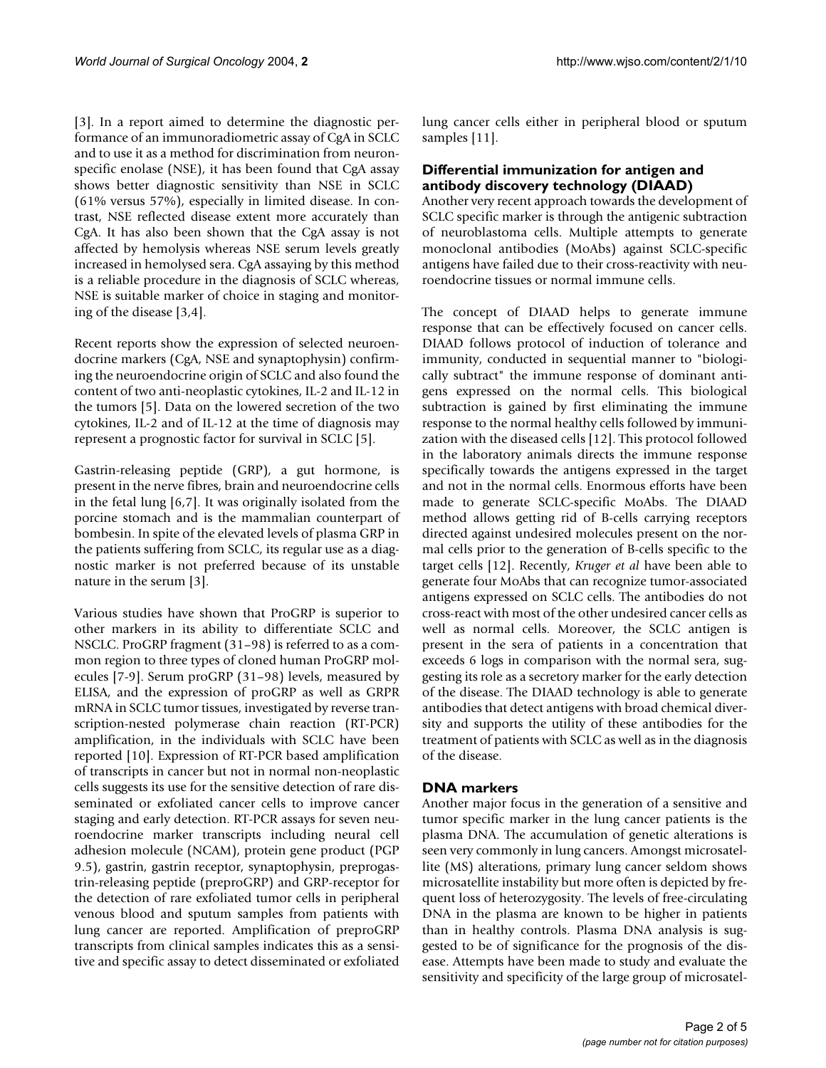[3]. In a report aimed to determine the diagnostic performance of an immunoradiometric assay of CgA in SCLC and to use it as a method for discrimination from neuron-specific enolase (NSE), it has been found that CgA assay shows better diagnostic sensitivity than NSE in SCLC (61% versus 57%), especially in limited disease. In contrast, NSE reflected disease extent more accurately than CgA. It has also been shown that the CgA assay is not affected by hemolysis whereas NSE serum levels greatly increased in hemolysed sera. CgA assaying by this method is a reliable procedure in the diagnosis of SCLC whereas, NSE is suitable marker of choice in staging and monitoring of the disease [3,4].

Recent reports show the expression of selected neuroendocrine markers (CgA, NSE and synaptophysin) confirming the neuroendocrine origin of SCLC and also found the content of two anti-neoplastic cytokines, IL-2 and IL-12 in the tumors [5]. Data on the lowered secretion of the two cytokines, IL-2 and of IL-12 at the time of diagnosis may represent a prognostic factor for survival in SCLC [5].

Gastrin-releasing peptide (GRP), a gut hormone, is present in the nerve fibres, brain and neuroendocrine cells in the fetal lung [6,7]. It was originally isolated from the porcine stomach and is the mammalian counterpart of bombesin. In spite of the elevated levels of plasma GRP in the patients suffering from SCLC, its regular use as a diagnostic marker is not preferred because of its unstable nature in the serum [3].

Various studies have shown that ProGRP is superior to other markers in its ability to differentiate SCLC and NSCLC. ProGRP fragment (31–98) is referred to as a common region to three types of cloned human ProGRP molecules [7-9]. Serum proGRP (31–98) levels, measured by ELISA, and the expression of proGRP as well as GRPR mRNA in SCLC tumor tissues, investigated by reverse transcription-nested polymerase chain reaction (RT-PCR) amplification, in the individuals with SCLC have been reported [10]. Expression of RT-PCR based amplification of transcripts in cancer but not in normal non-neoplastic cells suggests its use for the sensitive detection of rare disseminated or exfoliated cancer cells to improve cancer staging and early detection. RT-PCR assays for seven neuroendocrine marker transcripts including neural cell adhesion molecule (NCAM), protein gene product (PGP 9.5), gastrin, gastrin receptor, synaptophysin, preprogastrin-releasing peptide (preproGRP) and GRP-receptor for the detection of rare exfoliated tumor cells in peripheral venous blood and sputum samples from patients with lung cancer are reported. Amplification of preproGRP transcripts from clinical samples indicates this as a sensitive and specific assay to detect disseminated or exfoliated lung cancer cells either in peripheral blood or sputum samples [11].

### Differential immunization for antigen and antibody discovery technology (DIAAD)

Another very recent approach towards the development of SCLC specific marker is through the antigenic subtraction of neuroblastoma cells. Multiple attempts to generate monoclonal antibodies (MoAbs) against SCLC-specific antigens have failed due to their cross-reactivity with neuroendocrine tissues or normal immune cells.

The concept of DIAAD helps to generate immune response that can be effectively focused on cancer cells. DIAAD follows protocol of induction of tolerance and immunity, conducted in sequential manner to "biologically subtract" the immune response of dominant antigens expressed on the normal cells. This biological subtraction is gained by first eliminating the immune response to the normal healthy cells followed by immunization with the diseased cells [12]. This protocol followed in the laboratory animals directs the immune response specifically towards the antigens expressed in the target and not in the normal cells. Enormous efforts have been made to generate SCLC-specific MoAbs. The DIAAD method allows getting rid of B-cells carrying receptors directed against undesired molecules present on the normal cells prior to the generation of B-cells specific to the target cells [12]. Recently, *Kruger et al* have been able to generate four MoAbs that can recognize tumor-associated antigens expressed on SCLC cells. The antibodies do not cross-react with most of the other undesired cancer cells as well as normal cells. Moreover, the SCLC antigen is present in the sera of patients in a concentration that exceeds 6 logs in comparison with the normal sera, suggesting its role as a secretory marker for the early detection of the disease. The DIAAD technology is able to generate antibodies that detect antigens with broad chemical diversity and supports the utility of these antibodies for the treatment of patients with SCLC as well as in the diagnosis of the disease.

### DNA markers

Another major focus in the generation of a sensitive and tumor specific marker in the lung cancer patients is the plasma DNA. The accumulation of genetic alterations is seen very commonly in lung cancers. Amongst microsatellite (MS) alterations, primary lung cancer seldom shows microsatellite instability but more often is depicted by frequent loss of heterozygosity. The levels of free-circulating DNA in the plasma are known to be higher in patients than in healthy controls. Plasma DNA analysis is suggested to be of significance for the prognosis of the disease. Attempts have been made to study and evaluate the sensitivity and specificity of the large group of microsatel-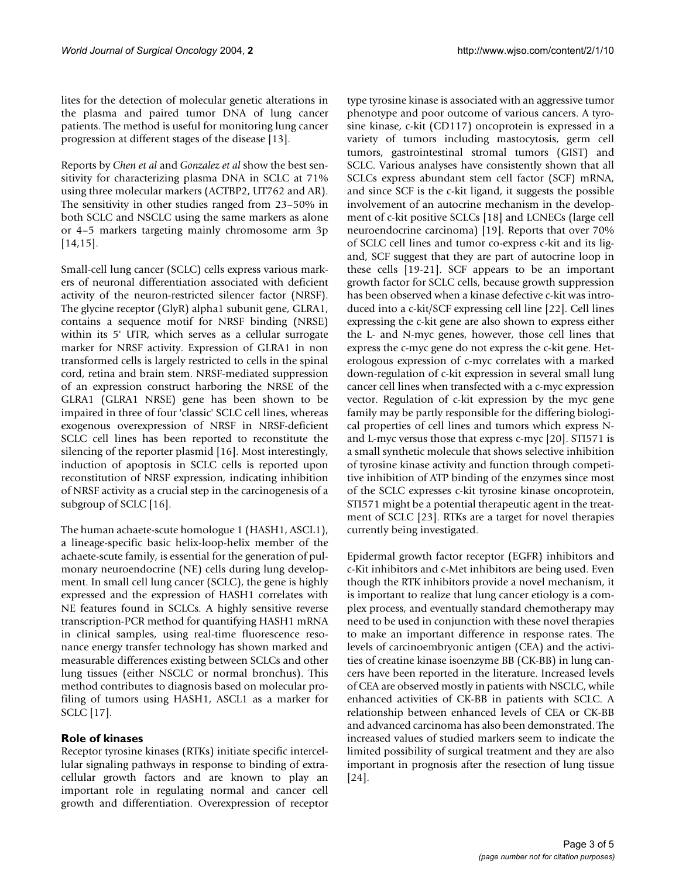lites for the detection of molecular genetic alterations in the plasma and paired tumor DNA of lung cancer patients. The method is useful for monitoring lung cancer progression at different stages of the disease [13].

Reports by *Chen et al* and *Gonzalez et al* show the best sensitivity for characterizing plasma DNA in SCLC at 71% using three molecular markers (ACTBP2, UT762 and AR). The sensitivity in other studies ranged from 23–50% in both SCLC and NSCLC using the same markers as alone or 4–5 markers targeting mainly chromosome arm 3p [14,15].

Small-cell lung cancer (SCLC) cells express various markers of neuronal differentiation associated with deficient activity of the neuron-restricted silencer factor (NRSF). The glycine receptor (GlyR) alpha1 subunit gene, GLRA1, contains a sequence motif for NRSF binding (NRSE) within its 5' UTR, which serves as a cellular surrogate marker for NRSF activity. Expression of GLRA1 in non transformed cells is largely restricted to cells in the spinal cord, retina and brain stem. NRSF-mediated suppression of an expression construct harboring the NRSE of the GLRA1 (GLRA1 NRSE) gene has been shown to be impaired in three of four 'classic' SCLC cell lines, whereas exogenous overexpression of NRSF in NRSF-deficient SCLC cell lines has been reported to reconstitute the silencing of the reporter plasmid [16]. Most interestingly, induction of apoptosis in SCLC cells is reported upon reconstitution of NRSF expression, indicating inhibition of NRSF activity as a crucial step in the carcinogenesis of a subgroup of SCLC [16].

The human achaete-scute homologue 1 (HASH1, ASCL1), a lineage-specific basic helix-loop-helix member of the achaete-scute family, is essential for the generation of pulmonary neuroendocrine (NE) cells during lung development. In small cell lung cancer (SCLC), the gene is highly expressed and the expression of HASH1 correlates with NE features found in SCLCs. A highly sensitive reverse transcription-PCR method for quantifying HASH1 mRNA in clinical samples, using real-time fluorescence resonance energy transfer technology has shown marked and measurable differences existing between SCLCs and other lung tissues (either NSCLC or normal bronchus). This method contributes to diagnosis based on molecular profiling of tumors using HASH1, ASCL1 as a marker for SCLC [17].

### Role of kinases

Receptor tyrosine kinases (RTKs) initiate specific intercellular signaling pathways in response to binding of extracellular growth factors and are known to play an important role in regulating normal and cancer cell growth and differentiation. Overexpression of receptor type tyrosine kinase is associated with an aggressive tumor phenotype and poor outcome of various cancers. A tyrosine kinase, c-kit (CD117) oncoprotein is expressed in a variety of tumors including mastocytosis, germ cell tumors, gastrointestinal stromal tumors (GIST) and SCLC. Various analyses have consistently shown that all SCLCs express abundant stem cell factor (SCF) mRNA, and since SCF is the c-kit ligand, it suggests the possible involvement of an autocrine mechanism in the development of c-kit positive SCLCs [18] and LCNECs (large cell neuroendocrine carcinoma) [19]. Reports that over 70% of SCLC cell lines and tumor co-express c-kit and its ligand, SCF suggest that they are part of autocrine loop in these cells [19-21]. SCF appears to be an important growth factor for SCLC cells, because growth suppression has been observed when a kinase defective c-kit was introduced into a c-kit/SCF expressing cell line [22]. Cell lines expressing the c-kit gene are also shown to express either the L- and N-myc genes, however, those cell lines that express the c-myc gene do not express the c-kit gene. Heterologous expression of c-myc correlates with a marked down-regulation of c-kit expression in several small lung cancer cell lines when transfected with a c-myc expression vector. Regulation of c-kit expression by the myc gene family may be partly responsible for the differing biological properties of cell lines and tumors which express N- and L-myc versus those that express c-myc [20]. STI571 is a small synthetic molecule that shows selective inhibition of tyrosine kinase activity and function through competitive inhibition of ATP binding of the enzymes since most of the SCLC expresses c-kit tyrosine kinase oncoprotein, STI571 might be a potential therapeutic agent in the treatment of SCLC [23]. RTKs are a target for novel therapies currently being investigated.

Epidermal growth factor receptor (EGFR) inhibitors and c-Kit inhibitors and c-Met inhibitors are being used. Even though the RTK inhibitors provide a novel mechanism, it is important to realize that lung cancer etiology is a complex process, and eventually standard chemotherapy may need to be used in conjunction with these novel therapies to make an important difference in response rates. The levels of carcinoembryonic antigen (CEA) and the activities of creatine kinase isoenzyme BB (CK-BB) in lung cancers have been reported in the literature. Increased levels of CEA are observed mostly in patients with NSCLC, while enhanced activities of CK-BB in patients with SCLC. A relationship between enhanced levels of CEA or CK-BB and advanced carcinoma has also been demonstrated. The increased values of studied markers seem to indicate the limited possibility of surgical treatment and they are also important in prognosis after the resection of lung tissue [24].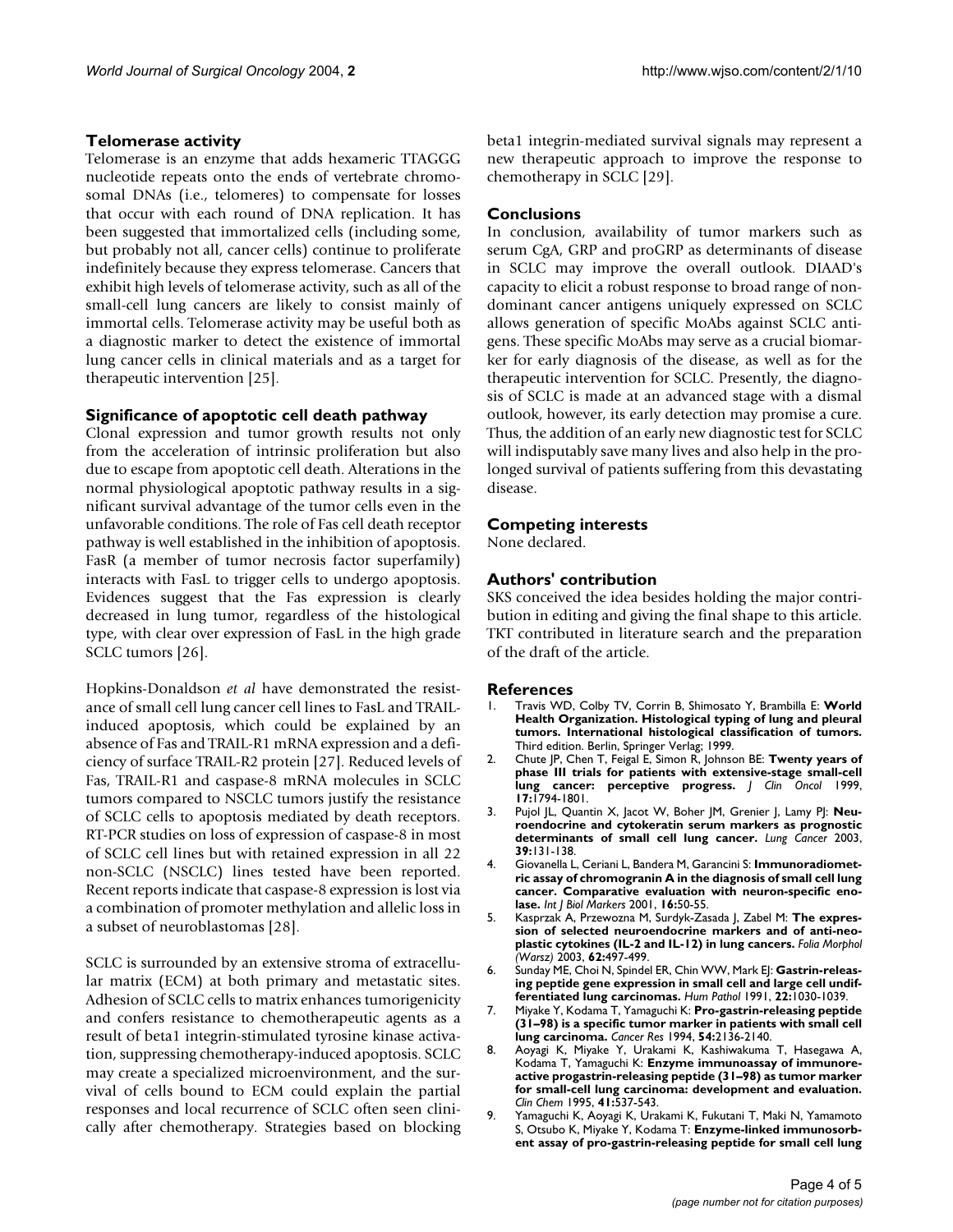### Telomerase activity

Telomerase is an enzyme that adds hexameric TTAGGG nucleotide repeats onto the ends of vertebrate chromosomal DNAs (i.e., telomeres) to compensate for losses that occur with each round of DNA replication. It has been suggested that immortalized cells (including some, but probably not all, cancer cells) continue to proliferate indefinitely because they express telomerase. Cancers that exhibit high levels of telomerase activity, such as all of the small-cell lung cancers are likely to consist mainly of immortal cells. Telomerase activity may be useful both as a diagnostic marker to detect the existence of immortal lung cancer cells in clinical materials and as a target for therapeutic intervention [25].

### Significance of apoptotic cell death pathway

Clonal expression and tumor growth results not only from the acceleration of intrinsic proliferation but also due to escape from apoptotic cell death. Alterations in the normal physiological apoptotic pathway results in a significant survival advantage of the tumor cells even in the unfavorable conditions. The role of Fas cell death receptor pathway is well established in the inhibition of apoptosis. FasR (a member of tumor necrosis factor superfamily) interacts with FasL to trigger cells to undergo apoptosis. Evidences suggest that the Fas expression is clearly decreased in lung tumor, regardless of the histological type, with clear over expression of FasL in the high grade SCLC tumors [26].

Hopkins-Donaldson *et al* have demonstrated the resistance of small cell lung cancer cell lines to FasL and TRAIL-induced apoptosis, which could be explained by an absence of Fas and TRAIL-R1 mRNA expression and a deficiency of surface TRAIL-R2 protein [27]. Reduced levels of Fas, TRAIL-R1 and caspase-8 mRNA molecules in SCLC tumors compared to NSCLC tumors justify the resistance of SCLC cells to apoptosis mediated by death receptors. RT-PCR studies on loss of expression of caspase-8 in most of SCLC cell lines but with retained expression in all 22 non-SCLC (NSCLC) lines tested have been reported. Recent reports indicate that caspase-8 expression is lost via a combination of promoter methylation and allelic loss in a subset of neuroblastomas [28].

SCLC is surrounded by an extensive stroma of extracellular matrix (ECM) at both primary and metastatic sites. Adhesion of SCLC cells to matrix enhances tumorigenicity and confers resistance to chemotherapeutic agents as a result of beta1 integrin-stimulated tyrosine kinase activation, suppressing chemotherapy-induced apoptosis. SCLC may create a specialized microenvironment, and the survival of cells bound to ECM could explain the partial responses and local recurrence of SCLC often seen clinically after chemotherapy. Strategies based on blocking beta1 integrin-mediated survival signals may represent a new therapeutic approach to improve the response to chemotherapy in SCLC [29].

## Conclusions

In conclusion, availability of tumor markers such as serum CgA, GRP and proGRP as determinants of disease in SCLC may improve the overall outlook. DIAAD's capacity to elicit a robust response to broad range of non-dominant cancer antigens uniquely expressed on SCLC allows generation of specific MoAbs against SCLC antigens. These specific MoAbs may serve as a crucial biomarker for early diagnosis of the disease, as well as for the therapeutic intervention for SCLC. Presently, the diagnosis of SCLC is made at an advanced stage with a dismal outlook, however, its early detection may promise a cure. Thus, the addition of an early new diagnostic test for SCLC will indisputably save many lives and also help in the prolonged survival of patients suffering from this devastating disease.

## Competing interests

None declared.

## Authors' contribution

SKS conceived the idea besides holding the major contribution in editing and giving the final shape to this article. TKT contributed in literature search and the preparation of the draft of the article.

## References

1. Travis WD, Colby TV, Corrin B, Shimosato Y, Brambilla E: **World Health Organization. Histological typing of lung and pleural tumors. International histological classification of tumors.** Third edition. Berlin, Springer Verlag; 1999.
2. Chute JP, Chen T, Feigal E, Simon R, Johnson BE: **Twenty years of phase III trials for patients with extensive-stage small-cell lung cancer: perceptive progress.** *J Clin Oncol* 1999, **17:**1794-1801.
3. Pujol JL, Quantin X, Jacot W, Boher JM, Grenier J, Lamy PJ: **Neuroendocrine and cytokeratin serum markers as prognostic determinants of small cell lung cancer.** *Lung Cancer* 2003, **39:**131-138.
4. Giovanella L, Ceriani L, Bandera M, Garancini S: **Immunoradiometric assay of chromogranin A in the diagnosis of small cell lung cancer. Comparative evaluation with neuron-specific enolase.** *Int J Biol Markers* 2001, **16:**50-55.
5. Kasprzak A, Przewozna M, Surdyk-Zasada J, Zabel M: **The expression of selected neuroendocrine markers and of anti-neoplastic cytokines (IL-2 and IL-12) in lung cancers.** *Folia Morphol (Warsz)* 2003, **62:**497-499.
6. Sunday ME, Choi N, Spindel ER, Chin WW, Mark EJ: **Gastrin-releasing peptide gene expression in small cell and large cell undifferentiated lung carcinomas.** *Hum Pathol* 1991, **22:**1030-1039.
7. Miyake Y, Kodama T, Yamaguchi K: **Pro-gastrin-releasing peptide (31–98) is a specific tumor marker in patients with small cell lung carcinoma.** *Cancer Res* 1994, **54:**2136-2140.
8. Aoyagi K, Miyake Y, Urakami K, Kashiwakuma T, Hasegawa A, Kodama T, Yamaguchi K: **Enzyme immunoassay of immunoreactive progastrin-releasing peptide (31–98) as tumor marker for small-cell lung carcinoma: development and evaluation.** *Clin Chem* 1995, **41:**537-543.
9. Yamaguchi K, Aoyagi K, Urakami K, Fukutani T, Maki N, Yamamoto S, Otsubo K, Miyake Y, Kodama T: **Enzyme-linked immunosorbent assay of pro-gastrin-releasing peptide for small cell lung**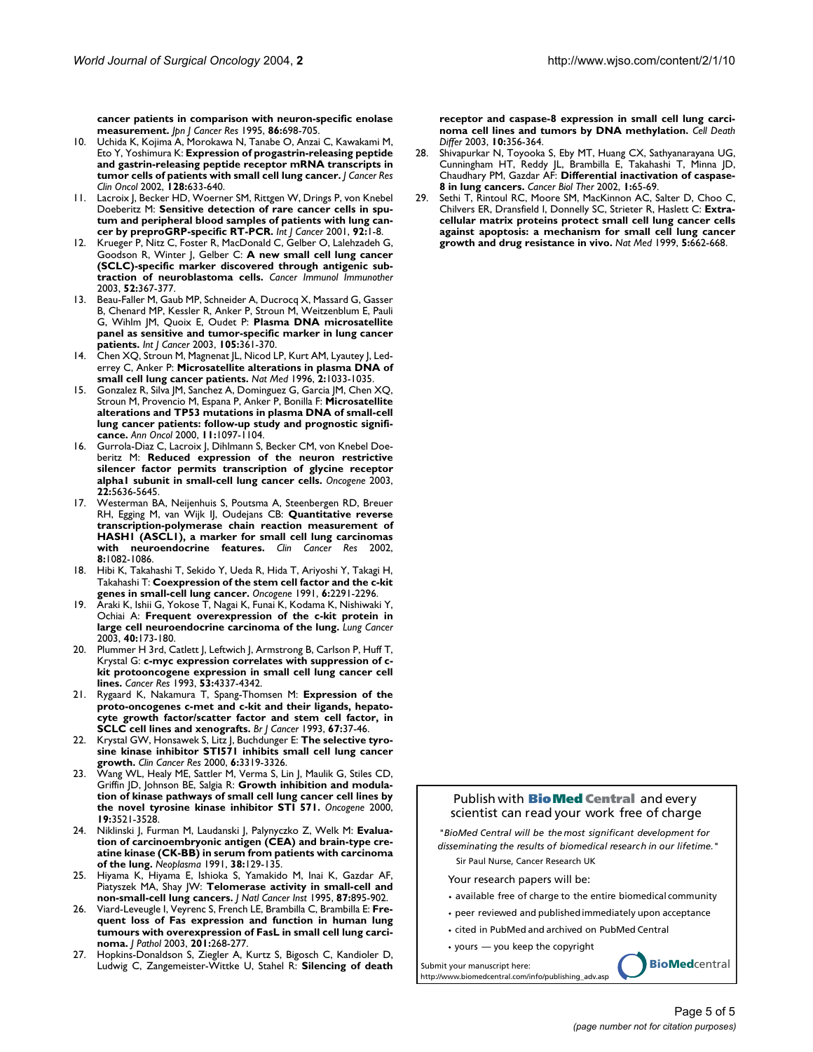cancer patients in comparison with neuron-specific enolase measurement. *Jpn J Cancer Res* 1995, **86:**698-705.

10. Uchida K, Kojima A, Morokawa N, Tanabe O, Anzai C, Kawakami M, Eto Y, Yoshimura K: **Expression of progastrin-releasing peptide and gastrin-releasing peptide receptor mRNA transcripts in tumor cells of patients with small cell lung cancer.** *J Cancer Res Clin Oncol* 2002, **128:**633-640.
11. Lacroix J, Becker HD, Woerner SM, Rittgen W, Drings P, von Knebel Doeberitz M: **Sensitive detection of rare cancer cells in sputum and peripheral blood samples of patients with lung cancer by preproGRP-specific RT-PCR.** *Int J Cancer* 2001, **92:**1-8.
12. Krueger P, Nitz C, Foster R, MacDonald C, Gelber O, Lalehzadeh G, Goodson R, Winter J, Gelber C: **A new small cell lung cancer (SCLC)-specific marker discovered through antigenic subtraction of neuroblastoma cells.** *Cancer Immunol Immunother* 2003, **52:**367-377.
13. Beau-Faller M, Gaub MP, Schneider A, Ducrocq X, Massard G, Gasser B, Chenard MP, Kessler R, Anker P, Stroun M, Weitzenblum E, Pauli G, Wihlm JM, Quoix E, Oudet P: **Plasma DNA microsatellite panel as sensitive and tumor-specific marker in lung cancer patients.** *Int J Cancer* 2003, **105:**361-370.
14. Chen XQ, Stroun M, Magnenat JL, Nicod LP, Kurt AM, Lyautey J, Lederrey C, Anker P: **Microsatellite alterations in plasma DNA of small cell lung cancer patients.** *Nat Med* 1996, **2:**1033-1035.
15. Gonzalez R, Silva JM, Sanchez A, Dominguez G, Garcia JM, Chen XQ, Stroun M, Provencio M, Espana P, Anker P, Bonilla F: **Microsatellite alterations and TP53 mutations in plasma DNA of small-cell lung cancer patients: follow-up study and prognostic significance.** *Ann Oncol* 2000, **11:**1097-1104.
16. Gurrola-Diaz C, Lacroix J, Dihlmann S, Becker CM, von Knebel Doeberitz M: **Reduced expression of the neuron restrictive silencer factor permits transcription of glycine receptor alpha1 subunit in small-cell lung cancer cells.** *Oncogene* 2003, **22:**5636-5645.
17. Westerman BA, Neijenhuis S, Poutsma A, Steenbergen RD, Breuer RH, Egging M, van Wijk IJ, Oudejans CB: **Quantitative reverse transcription-polymerase chain reaction measurement of HASH1 (ASCL1), a marker for small cell lung carcinomas with neuroendocrine features.** *Clin Cancer Res* 2002, **8:**1082-1086.
18. Hibi K, Takahashi T, Sekido Y, Ueda R, Hida T, Ariyoshi Y, Takagi H, Takahashi T: **Coexpression of the stem cell factor and the c-kit genes in small-cell lung cancer.** *Oncogene* 1991, **6:**2291-2296.
19. Araki K, Ishii G, Yokose T, Nagai K, Funai K, Kodama K, Nishiwaki Y, Ochiai A: **Frequent overexpression of the c-kit protein in large cell neuroendocrine carcinoma of the lung.** *Lung Cancer* 2003, **40:**173-180.
20. Plummer H 3rd, Catlett J, Leftwich J, Armstrong B, Carlson P, Huff T, Krystal G: **c-myc expression correlates with suppression of c-kit protooncogene expression in small cell lung cancer cell lines.** *Cancer Res* 1993, **53:**4337-4342.
21. Rygaard K, Nakamura T, Spang-Thomsen M: **Expression of the proto-oncogenes c-met and c-kit and their ligands, hepatocyte growth factor/scatter factor and stem cell factor, in SCLC cell lines and xenografts.** *Br J Cancer* 1993, **67:**37-46.
22. Krystal GW, Honsawek S, Litz J, Buchdunger E: **The selective tyrosine kinase inhibitor STI571 inhibits small cell lung cancer growth.** *Clin Cancer Res* 2000, **6:**3319-3326.
23. Wang WL, Healy ME, Sattler M, Verma S, Lin J, Maulik G, Stiles CD, Griffin JD, Johnson BE, Salgia R: **Growth inhibition and modulation of kinase pathways of small cell lung cancer cell lines by the novel tyrosine kinase inhibitor STI 571.** *Oncogene* 2000, **19:**3521-3528.
24. Niklinski J, Furman M, Laudanski J, Palynyczko Z, Welk M: **Evaluation of carcinoembryonic antigen (CEA) and brain-type creatine kinase (CK-BB) in serum from patients with carcinoma of the lung.** *Neoplasma* 1991, **38:**129-135.
25. Hiyama K, Hiyama E, Ishioka S, Yamakido M, Inai K, Gazdar AF, Piatyszek MA, Shay JW: **Telomerase activity in small-cell and non-small-cell lung cancers.** *J Natl Cancer Inst* 1995, **87:**895-902.
26. Viard-Leveugle I, Veyrenc S, French LE, Brambilla C, Brambilla E: **Frequent loss of Fas expression and function in human lung tumours with overexpression of FasL in small cell lung carcinoma.** *J Pathol* 2003, **201:**268-277.
27. Hopkins-Donaldson S, Ziegler A, Kurtz S, Bigosch C, Kandioler D, Ludwig C, Zangemeister-Wittke U, Stahel R: **Silencing of death receptor and caspase-8 expression in small cell lung carcinoma cell lines and tumors by DNA methylation.** *Cell Death Differ* 2003, **10:**356-364.
28. Shivapurkar N, Toyooka S, Eby MT, Huang CX, Sathyanarayana UG, Cunningham HT, Reddy JL, Brambilla E, Takahashi T, Minna JD, Chaudhary PM, Gazdar AF: **Differential inactivation of caspase-8 in lung cancers.** *Cancer Biol Ther* 2002, **1:**65-69.
29. Sethi T, Rintoul RC, Moore SM, MacKinnon AC, Salter D, Choo C, Chilvers ER, Dransfield I, Donnelly SC, Strieter R, Haslett C: **Extracellular matrix proteins protect small cell lung cancer cells against apoptosis: a mechanism for small cell lung cancer growth and drug resistance in vivo.** *Nat Med* 1999, **5:**662-668.

Publish with **BioMed Central** and every scientist can read your work free of charge

*"BioMed Central will be the most significant development for disseminating the results of biomedical research in our lifetime."*

Sir Paul Nurse, Cancer Research UK

Your research papers will be:

- available free of charge to the entire biomedical community
- peer reviewed and published immediately upon acceptance
- cited in PubMed and archived on PubMed Central
- yours — you keep the copyright

Submit your manuscript here:
http://www.biomedcentral.com/info/publishing_adv.asp

**BioMed**central